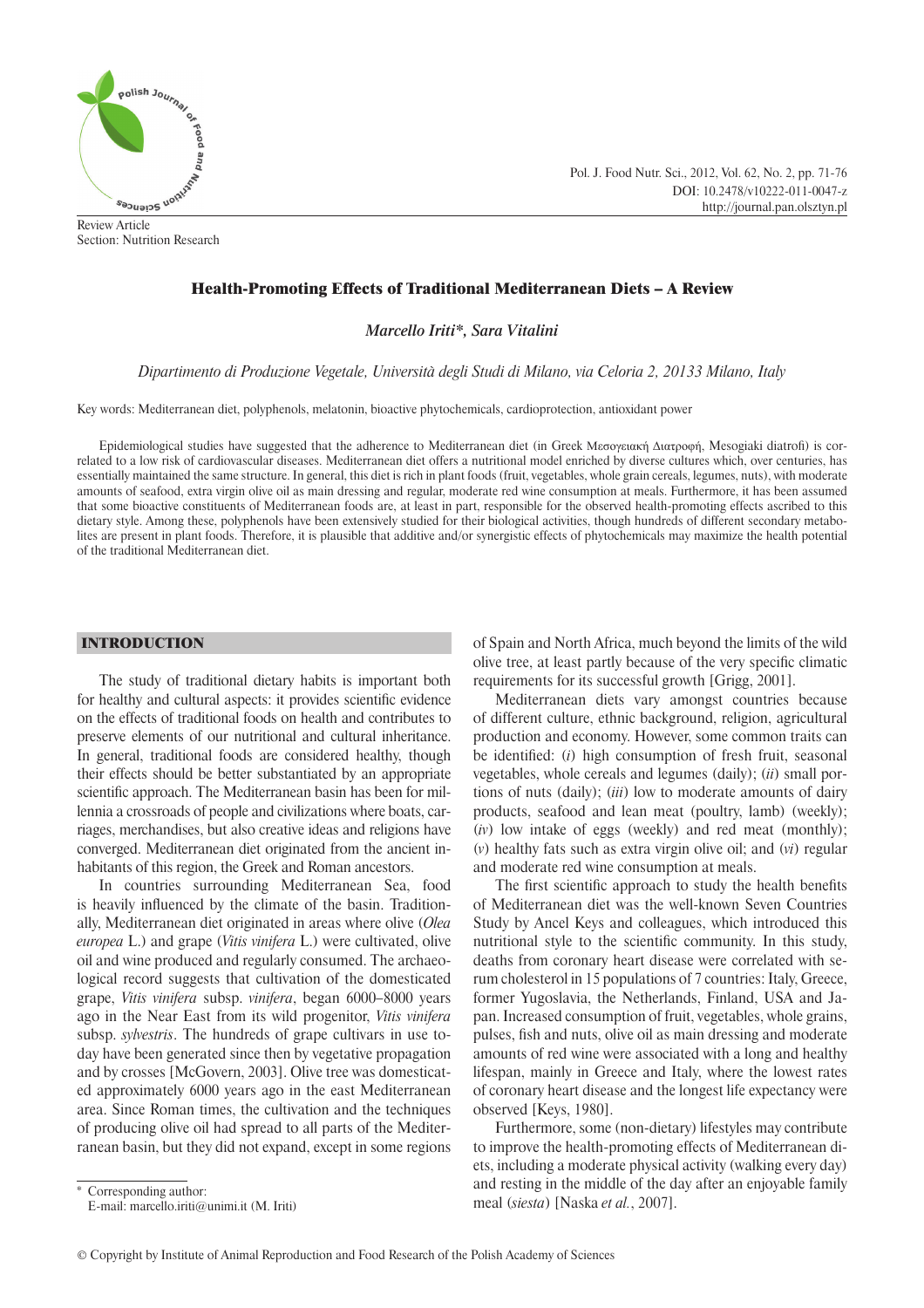Review Article
Section: Nutrition Research

# Health-Promoting Effects of Traditional Mediterranean Diets – A Review

*Marcello Iriti\*, Sara Vitalini*

*Dipartimento di Produzione Vegetale, Università degli Studi di Milano, via Celoria 2, 20133 Milano, Italy*

Key words: Mediterranean diet, polyphenols, melatonin, bioactive phytochemicals, cardioprotection, antioxidant power

Epidemiological studies have suggested that the adherence to Mediterranean diet (in Greek Μεσογειακή Διατροφή, Mesogiaki diatrofi) is correlated to a low risk of cardiovascular diseases. Mediterranean diet offers a nutritional model enriched by diverse cultures which, over centuries, has essentially maintained the same structure. In general, this diet is rich in plant foods (fruit, vegetables, whole grain cereals, legumes, nuts), with moderate amounts of seafood, extra virgin olive oil as main dressing and regular, moderate red wine consumption at meals. Furthermore, it has been assumed that some bioactive constituents of Mediterranean foods are, at least in part, responsible for the observed health-promoting effects ascribed to this dietary style. Among these, polyphenols have been extensively studied for their biological activities, though hundreds of different secondary metabolites are present in plant foods. Therefore, it is plausible that additive and/or synergistic effects of phytochemicals may maximize the health potential of the traditional Mediterranean diet.

## INTRODUCTION

The study of traditional dietary habits is important both for healthy and cultural aspects: it provides scientific evidence on the effects of traditional foods on health and contributes to preserve elements of our nutritional and cultural inheritance. In general, traditional foods are considered healthy, though their effects should be better substantiated by an appropriate scientific approach. The Mediterranean basin has been for millennia a crossroads of people and civilizations where boats, carriages, merchandises, but also creative ideas and religions have converged. Mediterranean diet originated from the ancient inhabitants of this region, the Greek and Roman ancestors.

In countries surrounding Mediterranean Sea, food is heavily influenced by the climate of the basin. Traditionally, Mediterranean diet originated in areas where olive (*Olea europea* L.) and grape (*Vitis vinifera* L.) were cultivated, olive oil and wine produced and regularly consumed. The archaeological record suggests that cultivation of the domesticated grape, *Vitis vinifera* subsp. *vinifera*, began 6000–8000 years ago in the Near East from its wild progenitor, *Vitis vinifera* subsp. *sylvestris*. The hundreds of grape cultivars in use today have been generated since then by vegetative propagation and by crosses [McGovern, 2003]. Olive tree was domesticated approximately 6000 years ago in the east Mediterranean area. Since Roman times, the cultivation and the techniques of producing olive oil had spread to all parts of the Mediterranean basin, but they did not expand, except in some regions of Spain and North Africa, much beyond the limits of the wild olive tree, at least partly because of the very specific climatic requirements for its successful growth [Grigg, 2001].

Mediterranean diets vary amongst countries because of different culture, ethnic background, religion, agricultural production and economy. However, some common traits can be identified: (*i*) high consumption of fresh fruit, seasonal vegetables, whole cereals and legumes (daily); (*ii*) small portions of nuts (daily); (*iii*) low to moderate amounts of dairy products, seafood and lean meat (poultry, lamb) (weekly); (*iv*) low intake of eggs (weekly) and red meat (monthly); (*v*) healthy fats such as extra virgin olive oil; and (*vi*) regular and moderate red wine consumption at meals.

The first scientific approach to study the health benefits of Mediterranean diet was the well-known Seven Countries Study by Ancel Keys and colleagues, which introduced this nutritional style to the scientific community. In this study, deaths from coronary heart disease were correlated with serum cholesterol in 15 populations of 7 countries: Italy, Greece, former Yugoslavia, the Netherlands, Finland, USA and Japan. Increased consumption of fruit, vegetables, whole grains, pulses, fish and nuts, olive oil as main dressing and moderate amounts of red wine were associated with a long and healthy lifespan, mainly in Greece and Italy, where the lowest rates of coronary heart disease and the longest life expectancy were observed [Keys, 1980].

Furthermore, some common (non-dietary) lifestyles may contribute to improve the health-promoting effects of Mediterranean diets, including a moderate physical activity (walking every day) and resting in the middle of the day after an enjoyable family meal (*siesta*) [Naska *et al.*, 2007].

\* Corresponding author:
E-mail: marcello.iriti@unimi.it (M. Iriti)

© Copyright by Institute of Animal Reproduction and Food Research of the Polish Academy of Sciences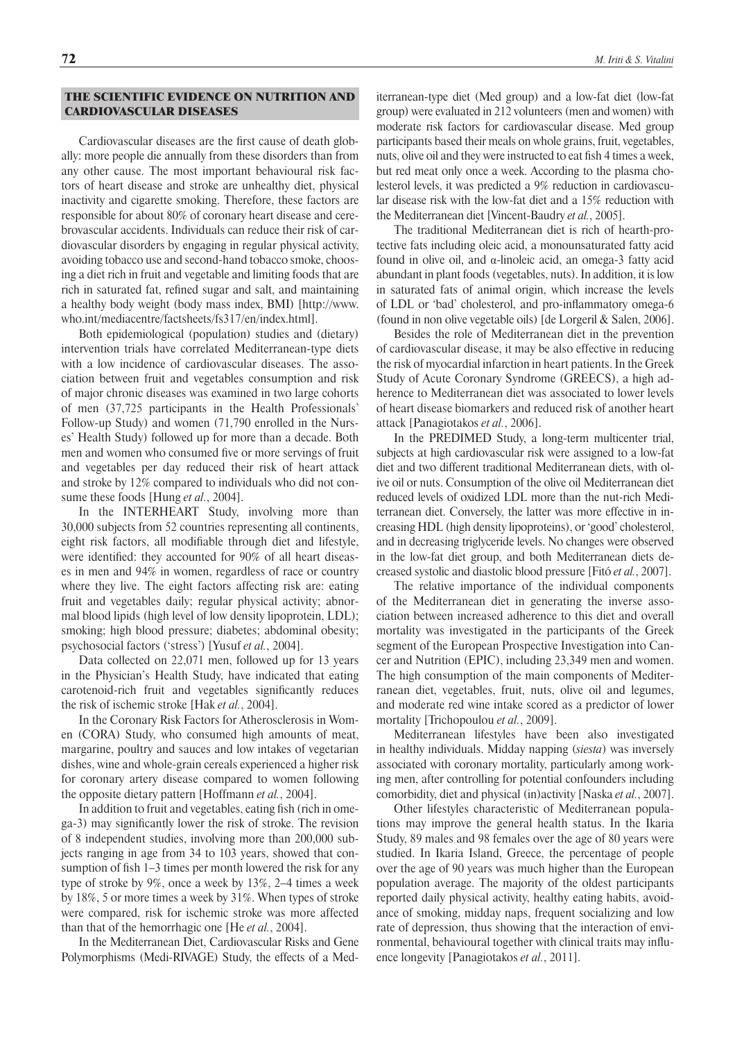## THE SCIENTIFIC EVIDENCE ON NUTRITION AND CARDIOVASCULAR DISEASES

Cardiovascular diseases are the first cause of death globally: more people die annually from these disorders than from any other cause. The most important behavioural risk factors of heart disease and stroke are unhealthy diet, physical inactivity and cigarette smoking. Therefore, these factors are responsible for about 80% of coronary heart disease and cerebrovascular accidents. Individuals can reduce their risk of cardiovascular disorders by engaging in regular physical activity, avoiding tobacco use and second-hand tobacco smoke, choosing a diet rich in fruit and vegetable and limiting foods that are rich in saturated fat, refined sugar and salt, and maintaining a healthy body weight (body mass index, BMI) [http://www.who.int/mediacentre/factsheets/fs317/en/index.html].

Both epidemiological (population) studies and (dietary) intervention trials have correlated Mediterranean-type diets with a low incidence of cardiovascular diseases. The association between fruit and vegetables consumption and risk of major chronic diseases was examined in two large cohorts of men (37,725 participants in the Health Professionals' Follow-up Study) and women (71,790 enrolled in the Nurses' Health Study) followed up for more than a decade. Both men and women who consumed five or more servings of fruit and vegetables per day reduced their risk of heart attack and stroke by 12% compared to individuals who did not consume these foods [Hung *et al.*, 2004].

In the INTERHEART Study, involving more than 30,000 subjects from 52 countries representing all continents, eight risk factors, all modifiable through diet and lifestyle, were identified: they accounted for 90% of all heart diseases in men and 94% in women, regardless of race or country where they live. The eight factors affecting risk are: eating fruit and vegetables daily; regular physical activity; abnormal blood lipids (high level of low density lipoprotein, LDL); smoking; high blood pressure; diabetes; abdominal obesity; psychosocial factors ('stress') [Yusuf *et al.*, 2004].

Data collected on 22,071 men, followed up for 13 years in the Physician's Health Study, have indicated that eating carotenoid-rich fruit and vegetables significantly reduces the risk of ischemic stroke [Hak *et al.*, 2004].

In the Coronary Risk Factors for Atherosclerosis in Women (CORA) Study, who consumed high amounts of meat, margarine, poultry and sauces and low intakes of vegetarian dishes, wine and whole-grain cereals experienced a higher risk for coronary artery disease compared to women following the opposite dietary pattern [Hoffmann *et al.*, 2004].

In addition to fruit and vegetables, eating fish (rich in omega-3) may significantly lower the risk of stroke. The revision of 8 independent studies, involving more than 200,000 subjects ranging in age from 34 to 103 years, showed that consumption of fish 1–3 times per month lowered the risk for any type of stroke by 9%, once a week by 13%, 2–4 times a week by 18%, 5 or more times a week by 31%. When types of stroke were compared, risk for ischemic stroke was more affected than that of the hemorrhagic one [He *et al.*, 2004].

In the Mediterranean Diet, Cardiovascular Risks and Gene Polymorphisms (Medi-RIVAGE) Study, the effects of a Mediterranean-type diet (Med group) and a low-fat diet (low-fat group) were evaluated in 212 volunteers (men and women) with moderate risk factors for cardiovascular disease. Med group participants based their meals on whole grains, fruit, vegetables, nuts, olive oil and they were instructed to eat fish 4 times a week, but red meat only once a week. According to the plasma cholesterol levels, it was predicted a 9% reduction in cardiovascular disease risk with the low-fat diet and a 15% reduction with the Mediterranean diet [Vincent-Baudry *et al.*, 2005].

The traditional Mediterranean diet is rich of hearth-protective fats including oleic acid, a monounsaturated fatty acid found in olive oil, and α-linoleic acid, an omega-3 fatty acid abundant in plant foods (vegetables, nuts). In addition, it is low in saturated fats of animal origin, which increase the levels of LDL or 'bad' cholesterol, and pro-inflammatory omega-6 (found in non olive vegetable oils) [de Lorgeril & Salen, 2006].

Besides the role of Mediterranean diet in the prevention of cardiovascular disease, it may be also effective in reducing the risk of myocardial infarction in heart patients. In the Greek Study of Acute Coronary Syndrome (GREECS), a high adherence to Mediterranean diet was associated to lower levels of heart disease biomarkers and reduced risk of another heart attack [Panagiotakos *et al.*, 2006].

In the PREDIMED Study, a long-term multicenter trial, subjects at high cardiovascular risk were assigned to a low-fat diet and two different traditional Mediterranean diets, with olive oil or nuts. Consumption of the olive oil Mediterranean diet reduced levels of oxidized LDL more than the nut-rich Mediterranean diet. Conversely, the latter was more effective in increasing HDL (high density lipoproteins), or 'good' cholesterol, and in decreasing triglyceride levels. No changes were observed in the low-fat diet group, and both Mediterranean diets decreased systolic and diastolic blood pressure [Fitó *et al.*, 2007].

The relative importance of the individual components of the Mediterranean diet in generating the inverse association between increased adherence to this diet and overall mortality was investigated in the participants of the Greek segment of the European Prospective Investigation into Cancer and Nutrition (EPIC), including 23,349 men and women. The high consumption of the main components of Mediterranean diet, vegetables, fruit, nuts, olive oil and legumes, and moderate red wine intake scored as a predictor of lower mortality [Trichopoulou *et al.*, 2009].

Mediterranean lifestyles have been also investigated in healthy individuals. Midday napping (*siesta*) was inversely associated with coronary mortality, particularly among working men, after controlling for potential confounders including comorbidity, diet and physical (in)activity [Naska *et al.*, 2007].

Other lifestyles characteristic of Mediterranean populations may improve the general health status. In the Ikaria Study, 89 males and 98 females over the age of 80 years were studied. In Ikaria Island, Greece, the percentage of people over the age of 90 years was much higher than the European population average. The majority of the oldest participants reported daily physical activity, healthy eating habits, avoidance of smoking, midday naps, frequent socializing and low rate of depression, thus showing that the interaction of environmental, behavioural together with clinical traits may influence longevity [Panagiotakos *et al.*, 2011].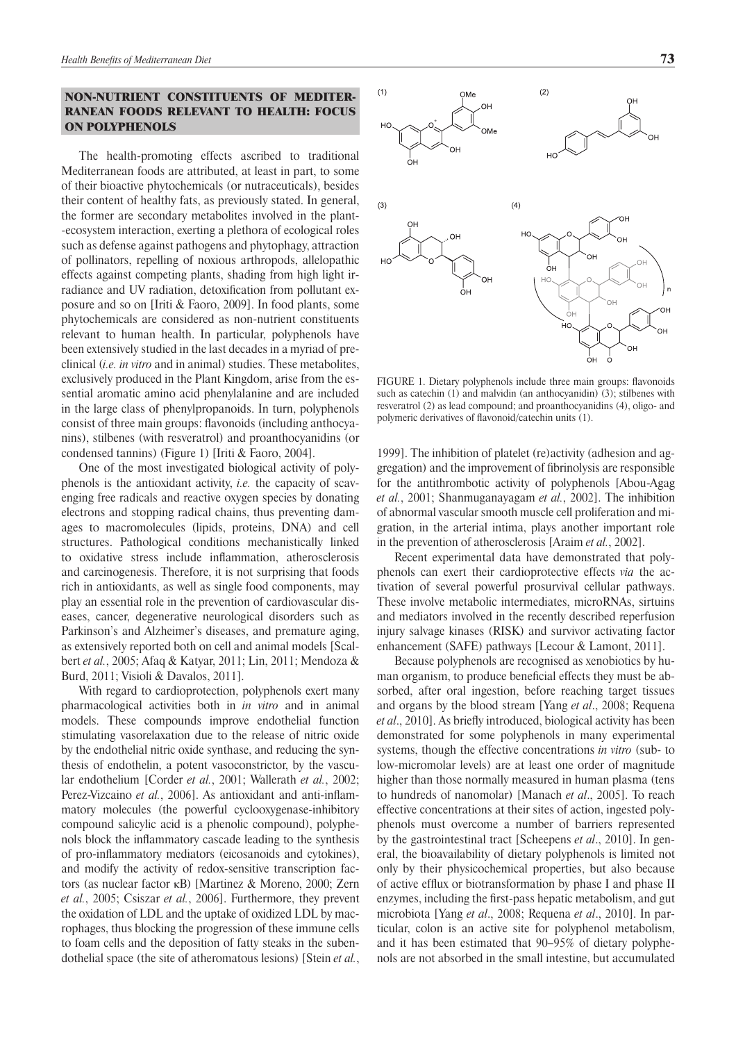## NON-NUTRIENT CONSTITUENTS OF MEDITERRANEAN FOODS RELEVANT TO HEALTH: FOCUS ON POLYPHENOLS

The health-promoting effects ascribed to traditional Mediterranean foods are attributed, at least in part, to some of their bioactive phytochemicals (or nutraceuticals), besides their content of healthy fats, as previously stated. In general, the former are secondary metabolites involved in the plant--ecosystem interaction, exerting a plethora of ecological roles such as defense against pathogens and phytophagy, attraction of pollinators, repelling of noxious arthropods, allelopathic effects against competing plants, shading from high light irradiance and UV radiation, detoxification from pollutant exposure and so on [Iriti & Faoro, 2009]. In food plants, some phytochemicals are considered as non-nutrient constituents relevant to human health. In particular, polyphenols have been extensively studied in the last decades in a myriad of preclinical (*i.e. in vitro* and in animal) studies. These metabolites, exclusively produced in the Plant Kingdom, arise from the essential aromatic amino acid phenylalanine and are included in the large class of phenylpropanoids. In turn, polyphenols consist of three main groups: flavonoids (including anthocyanins), stilbenes (with resveratrol) and proanthocyanidins (or condensed tannins) (Figure 1) [Iriti & Faoro, 2004].

One of the most investigated biological activity of polyphenols is the antioxidant activity, *i.e.* the capacity of scavenging free radicals and reactive oxygen species by donating electrons and stopping radical chains, thus preventing damages to macromolecules (lipids, proteins, DNA) and cell structures. Pathological conditions mechanistically linked to oxidative stress include inflammation, atherosclerosis and carcinogenesis. Therefore, it is not surprising that foods rich in antioxidants, as well as single food components, may play an essential role in the prevention of cardiovascular diseases, cancer, degenerative neurological disorders such as Parkinson's and Alzheimer's diseases, and premature aging, as extensively reported both on cell and animal models [Scalbert *et al.*, 2005; Afaq & Katyar, 2011; Lin, 2011; Mendoza & Burd, 2011; Visioli & Davalos, 2011].

With regard to cardioprotection, polyphenols exert many pharmacological activities both in *in vitro* and in animal models. These compounds improve endothelial function stimulating vasorelaxation due to the release of nitric oxide by the endothelial nitric oxide synthase, and reducing the synthesis of endothelin, a potent vasoconstrictor, by the vascular endothelium [Corder *et al.*, 2001; Wallerath *et al.*, 2002; Perez-Vizcaino *et al.*, 2006]. As antioxidant and anti-inflammatory molecules (the powerful cyclooxygenase-inhibitory compound salicylic acid is a phenolic compound), polyphenols block the inflammatory cascade leading to the synthesis of pro-inflammatory mediators (eicosanoids and cytokines), and modify the activity of redox-sensitive transcription factors (as nuclear factor κB) [Martinez & Moreno, 2000; Zern *et al.*, 2005; Csiszar *et al.*, 2006]. Furthermore, they prevent the oxidation of LDL and the uptake of oxidized LDL by macrophages, thus blocking the progression of these immune cells to foam cells and the deposition of fatty steaks in the subendothelial space (the site of atheromatous lesions) [Stein *et al.*, 1999]. The inhibition of platelet (re)activity (adhesion and aggregation) and the improvement of fibrinolysis are responsible for the antithrombotic activity of polyphenols [Abou-Agag *et al.*, 2001; Shanmuganayagam *et al.*, 2002]. The inhibition of abnormal vascular smooth muscle cell proliferation and migration, in the arterial intima, plays another important role in the prevention of atherosclerosis [Araim *et al.*, 2002].

FIGURE 1. Dietary polyphenols include three main groups: flavonoids such as catechin (1) and malvidin (an anthocyanidin) (3); stilbenes with resveratrol (2) as lead compound; and proanthocyanidins (4), oligo- and polymeric derivatives of flavonoid/catechin units (1).

Recent experimental data have demonstrated that polyphenols can exert their cardioprotective effects *via* the activation of several powerful prosurvival cellular pathways. These involve metabolic intermediates, microRNAs, sirtuins and mediators involved in the recently described reperfusion injury salvage kinases (RISK) and survivor activating factor enhancement (SAFE) pathways [Lecour & Lamont, 2011].

Because polyphenols are recognised as xenobiotics by human organism, to produce beneficial effects they must be absorbed, after oral ingestion, before reaching target tissues and organs by the blood stream [Yang *et al*., 2008; Requena *et al*., 2010]. As briefly introduced, biological activity has been demonstrated for some polyphenols in many experimental systems, though the effective concentrations *in vitro* (sub- to low-micromolar levels) are at least one order of magnitude higher than those normally measured in human plasma (tens to hundreds of nanomolar) [Manach *et al*., 2005]. To reach effective concentrations at their sites of action, ingested polyphenols must overcome a number of barriers represented by the gastrointestinal tract [Scheepens *et al*., 2010]. In general, the bioavailability of dietary polyphenols is limited not only by their physicochemical properties, but also because of active efflux or biotransformation by phase I and phase II enzymes, including the first-pass hepatic metabolism, and gut microbiota [Yang *et al*., 2008; Requena *et al*., 2010]. In particular, colon is an active site for polyphenol metabolism, and it has been estimated that 90–95% of dietary polyphenols are not absorbed in the small intestine, but accumulated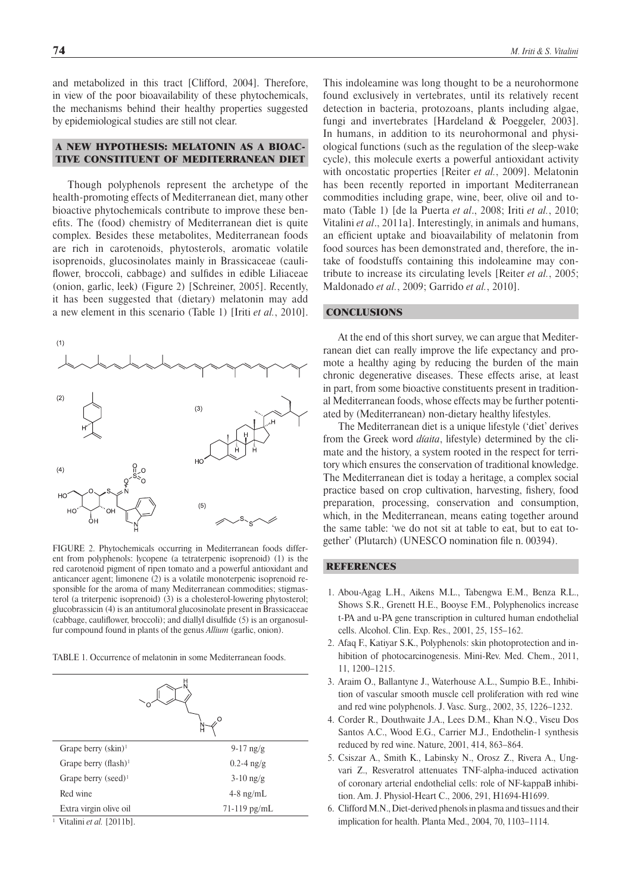and metabolized in this tract [Clifford, 2004]. Therefore, in view of the poor bioavailability of these phytochemicals, the mechanisms behind their healthy properties suggested by epidemiological studies are still not clear.

## A NEW HYPOTHESIS: MELATONIN AS A BIOACTIVE CONSTITUENT OF MEDITERRANEAN DIET

Though polyphenols represent the archetype of the health-promoting effects of Mediterranean diet, many other bioactive phytochemicals contribute to improve these benefits. The (food) chemistry of Mediterranean diet is quite complex. Besides these metabolites, Mediterranean foods are rich in carotenoids, phytosterols, aromatic volatile isoprenoids, glucosinolates mainly in Brassicaceae (cauliflower, broccoli, cabbage) and sulfides in edible Liliaceae (onion, garlic, leek) (Figure 2) [Schreiner, 2005]. Recently, it has been suggested that (dietary) melatonin may add a new element in this scenario (Table 1) [Iriti *et al.*, 2010].

FIGURE 2. Phytochemicals occurring in Mediterranean foods different from polyphenols: lycopene (a tetraterpenic isoprenoid) (1) is the red carotenoid pigment of ripen tomato and a powerful antioxidant and anticancer agent; limonene (2) is a volatile monoterpenic isoprenoid responsible for the aroma of many Mediterranean commodities; stigmasterol (a triterpenic isoprenoid) (3) is a cholesterol-lowering phytosterol; glucobrassicin (4) is an antitumoral glucosinolate present in Brassicaceae (cabbage, cauliflower, broccoli); and diallyl disulfide (5) is an organosulfur compound found in plants of the genus *Allium* (garlic, onion).

TABLE 1. Occurrence of melatonin in some Mediterranean foods.

| | |
|---|---|
| Grape berry (skin)[1] | 9-17 ng/g |
| Grape berry (flash)[1] | 0.2-4 ng/g |
| Grape berry (seed)[1] | 3-10 ng/g |
| Red wine | 4-8 ng/mL |
| Extra virgin olive oil | 71-119 pg/mL |

[1] Vitalini *et al.* [2011b].

This indoleamine was long thought to be a neurohormone found exclusively in vertebrates, until its relatively recent detection in bacteria, protozoans, plants including algae, fungi and invertebrates [Hardeland & Poeggeler, 2003]. In humans, in addition to its neurohormonal and physiological functions (such as the regulation of the sleep-wake cycle), this molecule exerts a powerful antioxidant activity with oncostatic properties [Reiter *et al.*, 2009]. Melatonin has been recently reported in important Mediterranean commodities including grape, wine, beer, olive oil and tomato (Table 1) [de la Puerta *et al*., 2008; Iriti *et al.*, 2010; Vitalini *et al*., 2011a]. Interestingly, in animals and humans, an efficient uptake and bioavailability of melatonin from food sources has been demonstrated and, therefore, the intake of foodstuffs containing this indoleamine may contribute to increase its circulating levels [Reiter *et al.*, 2005; Maldonado *et al.*, 2009; Garrido *et al.*, 2010].

## CONCLUSIONS

At the end of this short survey, we can argue that Mediterranean diet can really improve the life expectancy and promote a healthy aging by reducing the burden of the main chronic degenerative diseases. These effects arise, at least in part, from some bioactive constituents present in traditional Mediterranean foods, whose effects may be further potentiated by (Mediterranean) non-dietary healthy lifestyles.

The Mediterranean diet is a unique lifestyle ('diet' derives from the Greek word *díaita*, lifestyle) determined by the climate and the history, a system rooted in the respect for territory which ensures the conservation of traditional knowledge. The Mediterranean diet is today a heritage, a complex social practice based on crop cultivation, harvesting, fishery, food preparation, processing, conservation and consumption, which, in the Mediterranean, means eating together around the same table: 'we do not sit at table to eat, but to eat together' (Plutarch) (UNESCO nomination file n. 00394).

## REFERENCES

1. Abou-Agag L.H., Aikens M.L., Tabengwa E.M., Benza R.L., Shows S.R., Grenett H.E., Booyse F.M., Polyphenolics increase t-PA and u-PA gene transcription in cultured human endothelial cells. Alcohol. Clin. Exp. Res., 2001, 25, 155–162.
2. Afaq F., Katiyar S.K., Polyphenols: skin photoprotection and inhibition of photocarcinogenesis. Mini-Rev. Med. Chem., 2011, 11, 1200–1215.
3. Araim O., Ballantyne J., Waterhouse A.L., Sumpio B.E., Inhibition of vascular smooth muscle cell proliferation with red wine and red wine polyphenols. J. Vasc. Surg., 2002, 35, 1226–1232.
4. Corder R., Douthwaite J.A., Lees D.M., Khan N.Q., Viseu Dos Santos A.C., Wood E.G., Carrier M.J., Endothelin-1 synthesis reduced by red wine. Nature, 2001, 414, 863–864.
5. Csiszar A., Smith K., Labinsky N., Orosz Z., Rivera A., Ungvari Z., Resveratrol attenuates TNF-alpha-induced activation of coronary arterial endothelial cells: role of NF-kappaB inhibition. Am. J. Physiol-Heart C., 2006, 291, H1694-H1699.
6. Clifford M.N., Diet-derived phenols in plasma and tissues and their implication for health. Planta Med., 2004, 70, 1103–1114.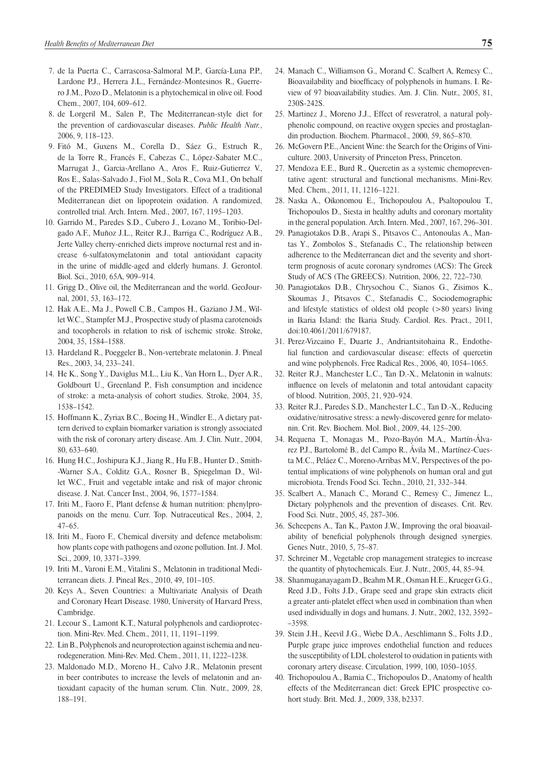7. de la Puerta C., Carrascosa-Salmoral M.P., García-Luna P.P., Lardone P.J., Herrera J.L., Fernández-Montesinos R., Guerrero J.M., Pozo D., Melatonin is a phytochemical in olive oil. Food Chem., 2007, 104, 609–612.
8. de Lorgeril M., Salen P., The Mediterranean-style diet for the prevention of cardiovascular diseases. *Public Health Nutr.*, 2006, 9, 118–123.
9. Fitó M., Guxens M., Corella D., Sáez G., Estruch R., de la Torre R., Francés F., Cabezas C., López-Sabater M.C., Marrugat J., Garcia-Arellano A., Aros F., Ruiz-Gutierrez V., Ros E., Salas-Salvado J., Fiol M., Sola R., Cova M.I., On behalf of the PREDIMED Study Investigators. Effect of a traditional Mediterranean diet on lipoprotein oxidation. A randomized, controlled trial. Arch. Intern. Med., 2007, 167, 1195–1203.
10. Garrido M., Paredes S.D., Cubero J., Lozano M., Toribio-Delgado A.F., Muñoz J.L., Reiter R.J., Barriga C., Rodríguez A.B., Jerte Valley cherry-enriched diets improve nocturnal rest and increase 6-sulfatoxymelatonin and total antioxidant capacity in the urine of middle-aged and elderly humans. J. Gerontol. Biol. Sci., 2010, 65A, 909–914.
11. Grigg D., Olive oil, the Mediterranean and the world. GeoJournal, 2001, 53, 163–172.
12. Hak A.E., Ma J., Powell C.B., Campos H., Gaziano J.M., Willet W.C., Stampfer M.J., Prospective study of plasma carotenoids and tocopherols in relation to risk of ischemic stroke. Stroke, 2004, 35, 1584–1588.
13. Hardeland R., Poeggeler B., Non-vertebrate melatonin. J. Pineal Res., 2003, 34, 233–241.
14. He K., Song Y., Daviglus M.L., Liu K., Van Horn L., Dyer A.R., Goldbourt U., Greenland P., Fish consumption and incidence of stroke: a meta-analysis of cohort studies. Stroke, 2004, 35, 1538–1542.
15. Hoffmann K., Zyriax B.C., Boeing H., Windler E., A dietary pattern derived to explain biomarker variation is strongly associated with the risk of coronary artery disease. Am. J. Clin. Nutr., 2004, 80, 633–640.
16. Hung H.C., Joshipura K.J., Jiang R., Hu F.B., Hunter D., Smith-Warner S.A., Colditz G.A., Rosner B., Spiegelman D., Willet W.C., Fruit and vegetable intake and risk of major chronic disease. J. Nat. Cancer Inst., 2004, 96, 1577–1584.
17. Iriti M., Faoro F., Plant defense & human nutrition: phenylpropanoids on the menu. Curr. Top. Nutraceutical Res., 2004, 2, 47–65.
18. Iriti M., Faoro F., Chemical diversity and defence metabolism: how plants cope with pathogens and ozone pollution. Int. J. Mol. Sci., 2009, 10, 3371–3399.
19. Iriti M., Varoni E.M., Vitalini S., Melatonin in traditional Mediterranean diets. J. Pineal Res., 2010, 49, 101–105.
20. Keys A., Seven Countries: a Multivariate Analysis of Death and Coronary Heart Disease. 1980, University of Harvard Press, Cambridge.
21. Lecour S., Lamont K.T., Natural polyphenols and cardioprotection. Mini-Rev. Med. Chem., 2011, 11, 1191–1199.
22. Lin B., Polyphenols and neuroprotection against ischemia and neurodegeneration. Mini-Rev. Med. Chem., 2011, 11, 1222–1238.
23. Maldonado M.D., Moreno H., Calvo J.R., Melatonin present in beer contributes to increase the levels of melatonin and antioxidant capacity of the human serum. Clin. Nutr., 2009, 28, 188–191.
24. Manach C., Williamson G., Morand C. Scalbert A, Remesy C., Bioavailability and bioefficacy of polyphenols in humans. I. Review of 97 bioavailability studies. Am. J. Clin. Nutr., 2005, 81, 230S-242S.
25. Martinez J., Moreno J.J., Effect of resveratrol, a natural polyphenolic compound, on reactive oxygen species and prostaglandin production. Biochem. Pharmacol., 2000, 59, 865–870.
26. McGovern P.E., Ancient Wine: the Search for the Origins of Viniculture. 2003, University of Princeton Press, Princeton.
27. Mendoza E.E., Burd R., Quercetin as a systemic chemopreventative agent: structural and functional mechanisms. Mini-Rev. Med. Chem., 2011, 11, 1216–1221.
28. Naska A., Oikonomou E., Trichopoulou A., Psaltopoulou T., Trichopoulos D., Siesta in healthy adults and coronary mortality in the general population. Arch. Intern. Med., 2007, 167, 296–301.
29. Panagiotakos D.B., Arapi S., Pitsavos C., Antonoulas A., Mantas Y., Zombolos S., Stefanadis C., The relationship between adherence to the Mediterranean diet and the severity and short-term prognosis of acute coronary syndromes (ACS): The Greek Study of ACS (The GREECS). Nutrition, 2006, 22, 722–730.
30. Panagiotakos D.B., Chrysochou C., Sianos G., Zisimos K., Skoumas J., Pitsavos C., Stefanadis C., Sociodemographic and lifestyle statistics of oldest old people (>80 years) living in Ikaria Island: the Ikaria Study. Cardiol. Res. Pract., 2011, doi:10.4061/2011/679187.
31. Perez-Vizcaino F., Duarte J., Andriantsitohaina R., Endothelial function and cardiovascular disease: effects of quercetin and wine polyphenols. Free Radical Res., 2006, 40, 1054–1065.
32. Reiter R.J., Manchester L.C., Tan D.-X., Melatonin in walnuts: influence on levels of melatonin and total antioxidant capacity of blood. Nutrition, 2005, 21, 920–924.
33. Reiter R.J., Paredes S.D., Manchester L.C., Tan D.-X., Reducing oxidative/nitrosative stress: a newly-discovered genre for melatonin. Crit. Rev. Biochem. Mol. Biol., 2009, 44, 125–200.
34. Requena T., Monagas M., Pozo-Bayón M.A., Martín-Álvarez P.J., Bartolomé B., del Campo R., Ávila M., Martínez-Cuesta M.C., Peláez C., Moreno-Arribas M.V., Perspectives of the potential implications of wine polyphenols on human oral and gut microbiota. Trends Food Sci. Techn., 2010, 21, 332–344.
35. Scalbert A., Manach C., Morand C., Remesy C., Jimenez L., Dietary polyphenols and the prevention of diseases. Crit. Rev. Food Sci. Nutr., 2005, 45, 287–306.
36. Scheepens A., Tan K., Paxton J.W., Improving the oral bioavailability of beneficial polyphenols through designed synergies. Genes Nutr., 2010, 5, 75–87.
37. Schreiner M., Vegetable crop management strategies to increase the quantity of phytochemicals. Eur. J. Nutr., 2005, 44, 85–94.
38. Shanmuganayagam D., Beahm M.R., Osman H.E., Krueger G.G., Reed J.D., Folts J.D., Grape seed and grape skin extracts elicit a greater anti-platelet effect when used in combination than when used individually in dogs and humans. J. Nutr., 2002, 132, 3592–3598.
39. Stein J.H., Keevil J.G., Wiebe D.A., Aeschlimann S., Folts J.D., Purple grape juice improves endothelial function and reduces the susceptibility of LDL cholesterol to oxidation in patients with coronary artery disease. Circulation, 1999, 100, 1050–1055.
40. Trichopoulou A., Bamia C., Trichopoulos D., Anatomy of health effects of the Mediterranean diet: Greek EPIC prospective cohort study. Brit. Med. J., 2009, 338, b2337.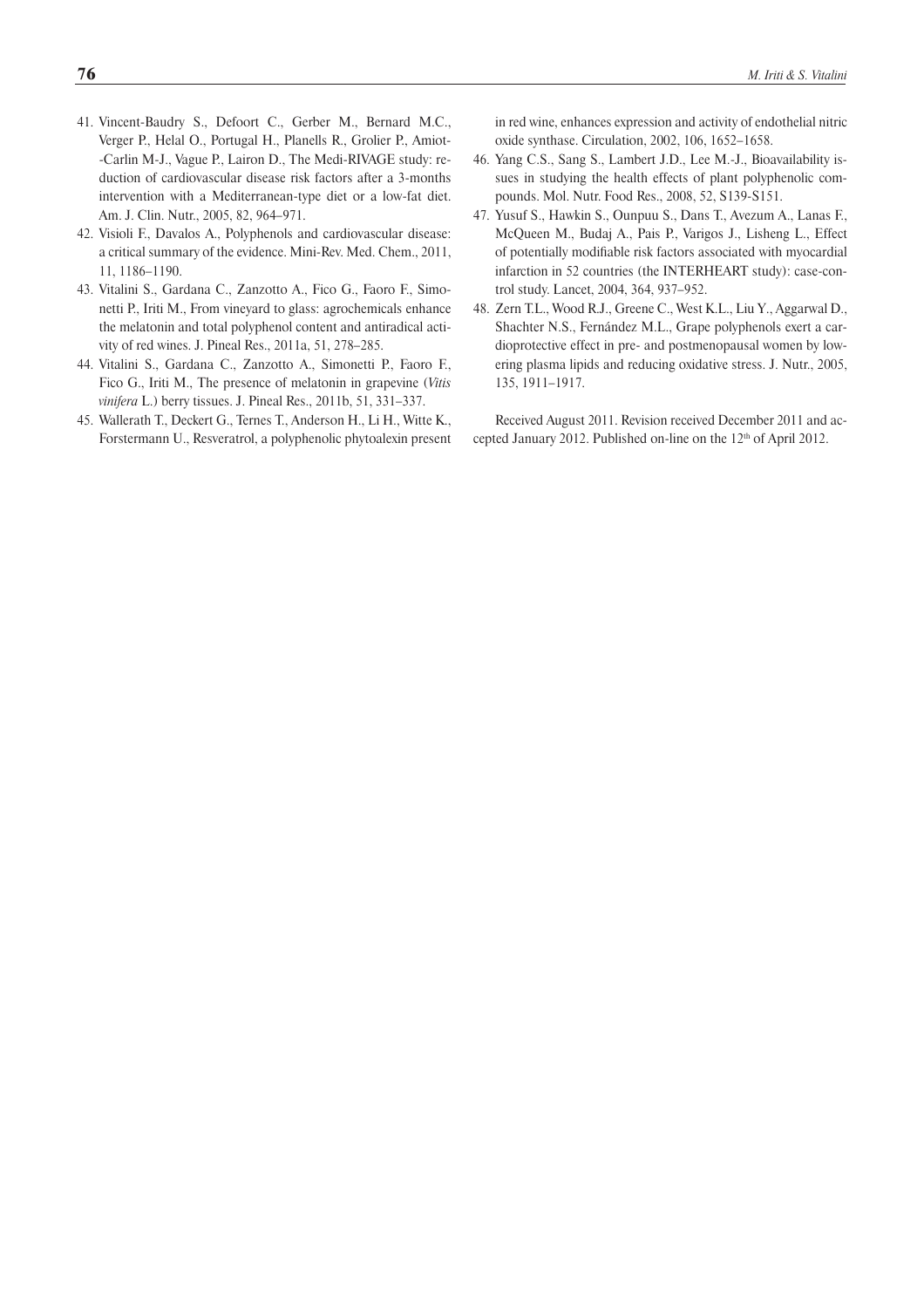41. Vincent-Baudry S., Defoort C., Gerber M., Bernard M.C., Verger P., Helal O., Portugal H., Planells R., Grolier P., Amiot--Carlin M-J., Vague P., Lairon D., The Medi-RIVAGE study: reduction of cardiovascular disease risk factors after a 3-months intervention with a Mediterranean-type diet or a low-fat diet. Am. J. Clin. Nutr., 2005, 82, 964–971.
42. Visioli F., Davalos A., Polyphenols and cardiovascular disease: a critical summary of the evidence. Mini-Rev. Med. Chem., 2011, 11, 1186–1190.
43. Vitalini S., Gardana C., Zanzotto A., Fico G., Faoro F., Simonetti P., Iriti M., From vineyard to glass: agrochemicals enhance the melatonin and total polyphenol content and antiradical activity of red wines. J. Pineal Res., 2011a, 51, 278–285.
44. Vitalini S., Gardana C., Zanzotto A., Simonetti P., Faoro F., Fico G., Iriti M., The presence of melatonin in grapevine (*Vitis vinifera* L.) berry tissues. J. Pineal Res., 2011b, 51, 331–337.
45. Wallerath T., Deckert G., Ternes T., Anderson H., Li H., Witte K., Forstermann U., Resveratrol, a polyphenolic phytoalexin present in red wine, enhances expression and activity of endothelial nitric oxide synthase. Circulation, 2002, 106, 1652–1658.
46. Yang C.S., Sang S., Lambert J.D., Lee M.-J., Bioavailability issues in studying the health effects of plant polyphenolic compounds. Mol. Nutr. Food Res., 2008, 52, S139-S151.
47. Yusuf S., Hawkin S., Ounpuu S., Dans T., Avezum A., Lanas F., McQueen M., Budaj A., Pais P., Varigos J., Lisheng L., Effect of potentially modifiable risk factors associated with myocardial infarction in 52 countries (the INTERHEART study): case-control study. Lancet, 2004, 364, 937–952.
48. Zern T.L., Wood R.J., Greene C., West K.L., Liu Y., Aggarwal D., Shachter N.S., Fernández M.L., Grape polyphenols exert a cardioprotective effect in pre- and postmenopausal women by lowering plasma lipids and reducing oxidative stress. J. Nutr., 2005, 135, 1911–1917.

Received August 2011. Revision received December 2011 and accepted January 2012. Published on-line on the 12th of April 2012.